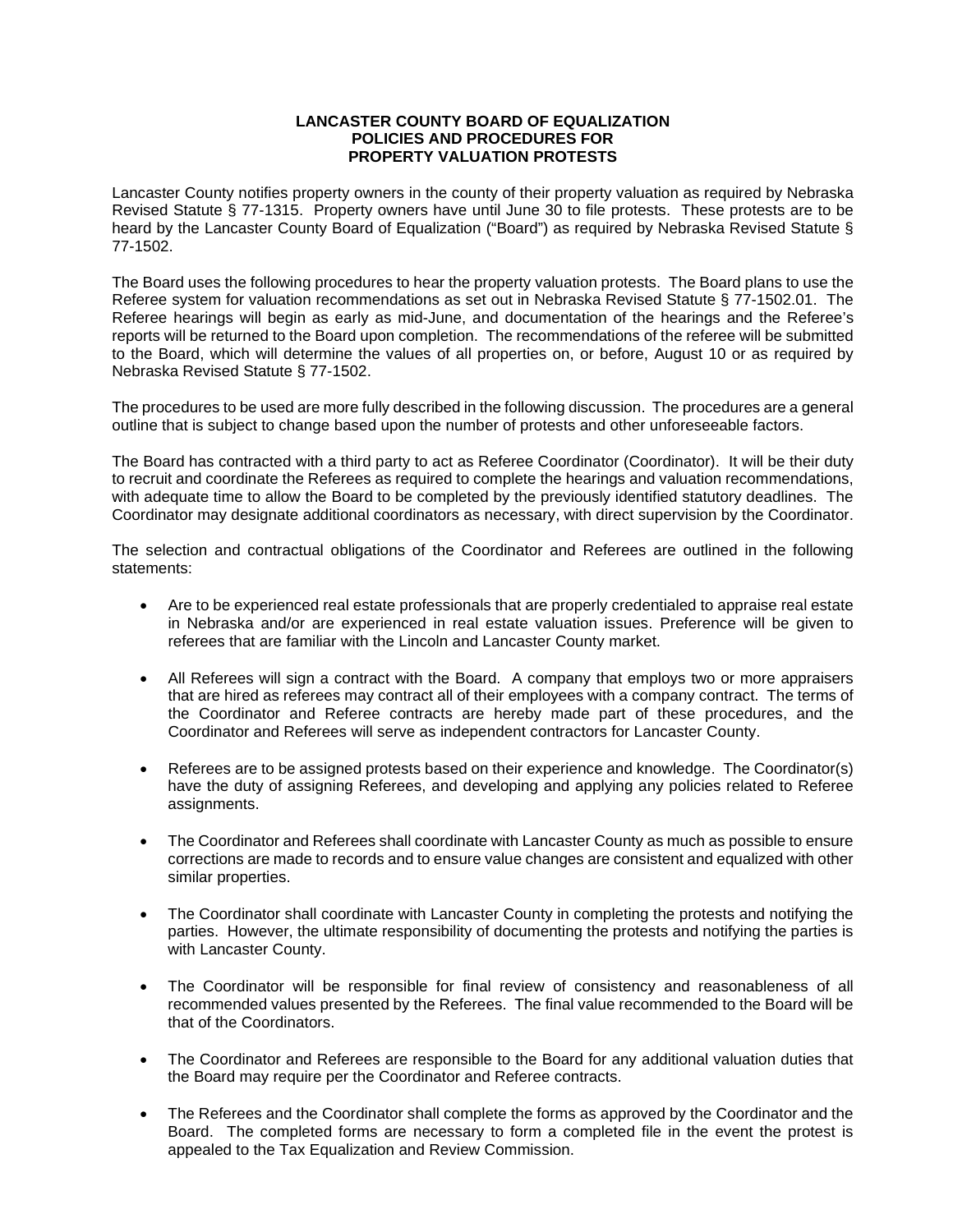# LANCASTER COUNTY BOARD OF EQUALIZATION
## POLICIES AND PROCEDURES FOR
## PROPERTY VALUATION PROTESTS

Lancaster County notifies property owners in the county of their property valuation as required by Nebraska Revised Statute § 77-1315. Property owners have until June 30 to file protests. These protests are to be heard by the Lancaster County Board of Equalization ("Board") as required by Nebraska Revised Statute § 77-1502.

The Board uses the following procedures to hear the property valuation protests. The Board plans to use the Referee system for valuation recommendations as set out in Nebraska Revised Statute § 77-1502.01. The Referee hearings will begin as early as mid-June, and documentation of the hearings and the Referee's reports will be returned to the Board upon completion. The recommendations of the referee will be submitted to the Board, which will determine the values of all properties on, or before, August 10 or as required by Nebraska Revised Statute § 77-1502.

The procedures to be used are more fully described in the following discussion. The procedures are a general outline that is subject to change based upon the number of protests and other unforeseeable factors.

The Board has contracted with a third party to act as Referee Coordinator (Coordinator). It will be their duty to recruit and coordinate the Referees as required to complete the hearings and valuation recommendations, with adequate time to allow the Board to be completed by the previously identified statutory deadlines. The Coordinator may designate additional coordinators as necessary, with direct supervision by the Coordinator.

The selection and contractual obligations of the Coordinator and Referees are outlined in the following statements:

- Are to be experienced real estate professionals that are properly credentialed to appraise real estate in Nebraska and/or are experienced in real estate valuation issues. Preference will be given to referees that are familiar with the Lincoln and Lancaster County market.

- All Referees will sign a contract with the Board. A company that employs two or more appraisers that are hired as referees may contract all of their employees with a company contract. The terms of the Coordinator and Referee contracts are hereby made part of these procedures, and the Coordinator and Referees will serve as independent contractors for Lancaster County.

- Referees are to be assigned protests based on their experience and knowledge. The Coordinator(s) have the duty of assigning Referees, and developing and applying any policies related to Referee assignments.

- The Coordinator and Referees shall coordinate with Lancaster County as much as possible to ensure corrections are made to records and to ensure value changes are consistent and equalized with other similar properties.

- The Coordinator shall coordinate with Lancaster County in completing the protests and notifying the parties. However, the ultimate responsibility of documenting the protests and notifying the parties is with Lancaster County.

- The Coordinator will be responsible for final review of consistency and reasonableness of all recommended values presented by the Referees. The final value recommended to the Board will be that of the Coordinators.

- The Coordinator and Referees are responsible to the Board for any additional valuation duties that the Board may require per the Coordinator and Referee contracts.

- The Referees and the Coordinator shall complete the forms as approved by the Coordinator and the Board. The completed forms are necessary to form a completed file in the event the protest is appealed to the Tax Equalization and Review Commission.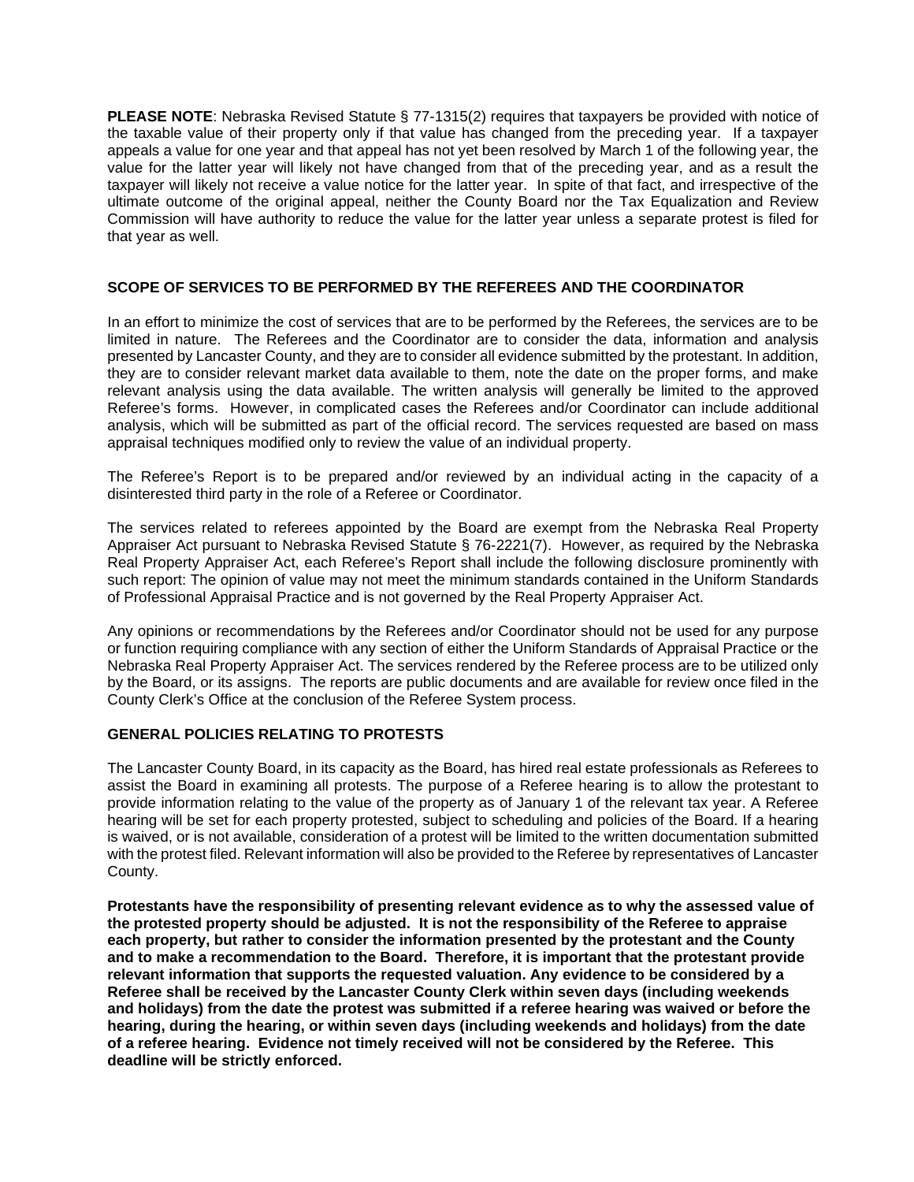**PLEASE NOTE**: Nebraska Revised Statute § 77-1315(2) requires that taxpayers be provided with notice of the taxable value of their property only if that value has changed from the preceding year. If a taxpayer appeals a value for one year and that appeal has not yet been resolved by March 1 of the following year, the value for the latter year will likely not have changed from that of the preceding year, and as a result the taxpayer will likely not receive a value notice for the latter year. In spite of that fact, and irrespective of the ultimate outcome of the original appeal, neither the County Board nor the Tax Equalization and Review Commission will have authority to reduce the value for the latter year unless a separate protest is filed for that year as well.

## SCOPE OF SERVICES TO BE PERFORMED BY THE REFEREES AND THE COORDINATOR

In an effort to minimize the cost of services that are to be performed by the Referees, the services are to be limited in nature. The Referees and the Coordinator are to consider the data, information and analysis presented by Lancaster County, and they are to consider all evidence submitted by the protestant. In addition, they are to consider relevant market data available to them, note the date on the proper forms, and make relevant analysis using the data available. The written analysis will generally be limited to the approved Referee's forms. However, in complicated cases the Referees and/or Coordinator can include additional analysis, which will be submitted as part of the official record. The services requested are based on mass appraisal techniques modified only to review the value of an individual property.

The Referee's Report is to be prepared and/or reviewed by an individual acting in the capacity of a disinterested third party in the role of a Referee or Coordinator.

The services related to referees appointed by the Board are exempt from the Nebraska Real Property Appraiser Act pursuant to Nebraska Revised Statute § 76-2221(7). However, as required by the Nebraska Real Property Appraiser Act, each Referee's Report shall include the following disclosure prominently with such report: The opinion of value may not meet the minimum standards contained in the Uniform Standards of Professional Appraisal Practice and is not governed by the Real Property Appraiser Act.

Any opinions or recommendations by the Referees and/or Coordinator should not be used for any purpose or function requiring compliance with any section of either the Uniform Standards of Appraisal Practice or the Nebraska Real Property Appraiser Act. The services rendered by the Referee process are to be utilized only by the Board, or its assigns. The reports are public documents and are available for review once filed in the County Clerk's Office at the conclusion of the Referee System process.

## GENERAL POLICIES RELATING TO PROTESTS

The Lancaster County Board, in its capacity as the Board, has hired real estate professionals as Referees to assist the Board in examining all protests. The purpose of a Referee hearing is to allow the protestant to provide information relating to the value of the property as of January 1 of the relevant tax year. A Referee hearing will be set for each property protested, subject to scheduling and policies of the Board. If a hearing is waived, or is not available, consideration of a protest will be limited to the written documentation submitted with the protest filed. Relevant information will also be provided to the Referee by representatives of Lancaster County.

**Protestants have the responsibility of presenting relevant evidence as to why the assessed value of the protested property should be adjusted. It is not the responsibility of the Referee to appraise each property, but rather to consider the information presented by the protestant and the County and to make a recommendation to the Board. Therefore, it is important that the protestant provide relevant information that supports the requested valuation. Any evidence to be considered by a Referee shall be received by the Lancaster County Clerk within seven days (including weekends and holidays) from the date the protest was submitted if a referee hearing was waived or before the hearing, during the hearing, or within seven days (including weekends and holidays) from the date of a referee hearing. Evidence not timely received will not be considered by the Referee. This deadline will be strictly enforced.**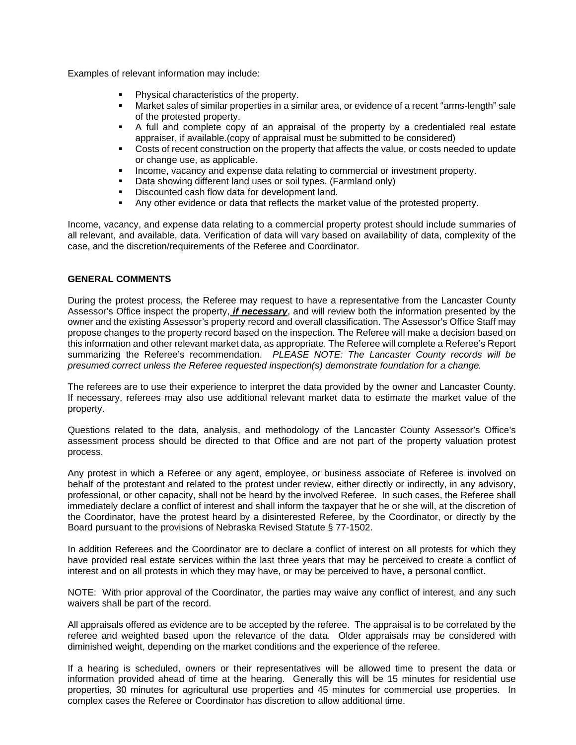Examples of relevant information may include:

- Physical characteristics of the property.
- Market sales of similar properties in a similar area, or evidence of a recent "arms-length" sale of the protested property.
- A full and complete copy of an appraisal of the property by a credentialed real estate appraiser, if available.(copy of appraisal must be submitted to be considered)
- Costs of recent construction on the property that affects the value, or costs needed to update or change use, as applicable.
- Income, vacancy and expense data relating to commercial or investment property.
- Data showing different land uses or soil types. (Farmland only)
- Discounted cash flow data for development land.
- Any other evidence or data that reflects the market value of the protested property.

Income, vacancy, and expense data relating to a commercial property protest should include summaries of all relevant, and available, data. Verification of data will vary based on availability of data, complexity of the case, and the discretion/requirements of the Referee and Coordinator.

**GENERAL COMMENTS**

During the protest process, the Referee may request to have a representative from the Lancaster County Assessor's Office inspect the property, ***if necessary***, and will review both the information presented by the owner and the existing Assessor's property record and overall classification. The Assessor's Office Staff may propose changes to the property record based on the inspection. The Referee will make a decision based on this information and other relevant market data, as appropriate. The Referee will complete a Referee's Report summarizing the Referee's recommendation. *PLEASE NOTE: The Lancaster County records will be presumed correct unless the Referee requested inspection(s) demonstrate foundation for a change.*

The referees are to use their experience to interpret the data provided by the owner and Lancaster County. If necessary, referees may also use additional relevant market data to estimate the market value of the property.

Questions related to the data, analysis, and methodology of the Lancaster County Assessor's Office's assessment process should be directed to that Office and are not part of the property valuation protest process.

Any protest in which a Referee or any agent, employee, or business associate of Referee is involved on behalf of the protestant and related to the protest under review, either directly or indirectly, in any advisory, professional, or other capacity, shall not be heard by the involved Referee. In such cases, the Referee shall immediately declare a conflict of interest and shall inform the taxpayer that he or she will, at the discretion of the Coordinator, have the protest heard by a disinterested Referee, by the Coordinator, or directly by the Board pursuant to the provisions of Nebraska Revised Statute § 77-1502.

In addition Referees and the Coordinator are to declare a conflict of interest on all protests for which they have provided real estate services within the last three years that may be perceived to create a conflict of interest and on all protests in which they may have, or may be perceived to have, a personal conflict.

NOTE: With prior approval of the Coordinator, the parties may waive any conflict of interest, and any such waivers shall be part of the record.

All appraisals offered as evidence are to be accepted by the referee. The appraisal is to be correlated by the referee and weighted based upon the relevance of the data. Older appraisals may be considered with diminished weight, depending on the market conditions and the experience of the referee.

If a hearing is scheduled, owners or their representatives will be allowed time to present the data or information provided ahead of time at the hearing. Generally this will be 15 minutes for residential use properties, 30 minutes for agricultural use properties and 45 minutes for commercial use properties. In complex cases the Referee or Coordinator has discretion to allow additional time.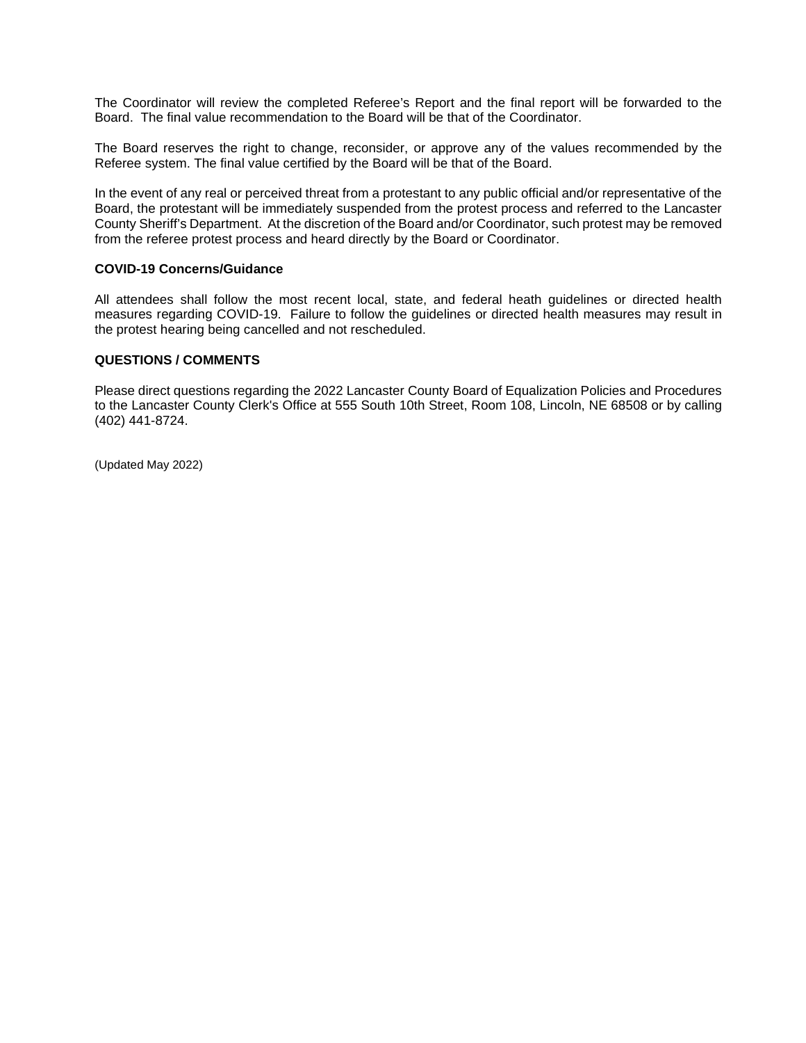The Coordinator will review the completed Referee's Report and the final report will be forwarded to the Board. The final value recommendation to the Board will be that of the Coordinator.

The Board reserves the right to change, reconsider, or approve any of the values recommended by the Referee system. The final value certified by the Board will be that of the Board.

In the event of any real or perceived threat from a protestant to any public official and/or representative of the Board, the protestant will be immediately suspended from the protest process and referred to the Lancaster County Sheriff's Department. At the discretion of the Board and/or Coordinator, such protest may be removed from the referee protest process and heard directly by the Board or Coordinator.

**COVID-19 Concerns/Guidance**

All attendees shall follow the most recent local, state, and federal heath guidelines or directed health measures regarding COVID-19. Failure to follow the guidelines or directed health measures may result in the protest hearing being cancelled and not rescheduled.

**QUESTIONS / COMMENTS**

Please direct questions regarding the 2022 Lancaster County Board of Equalization Policies and Procedures to the Lancaster County Clerk's Office at 555 South 10th Street, Room 108, Lincoln, NE 68508 or by calling (402) 441-8724.

(Updated May 2022)